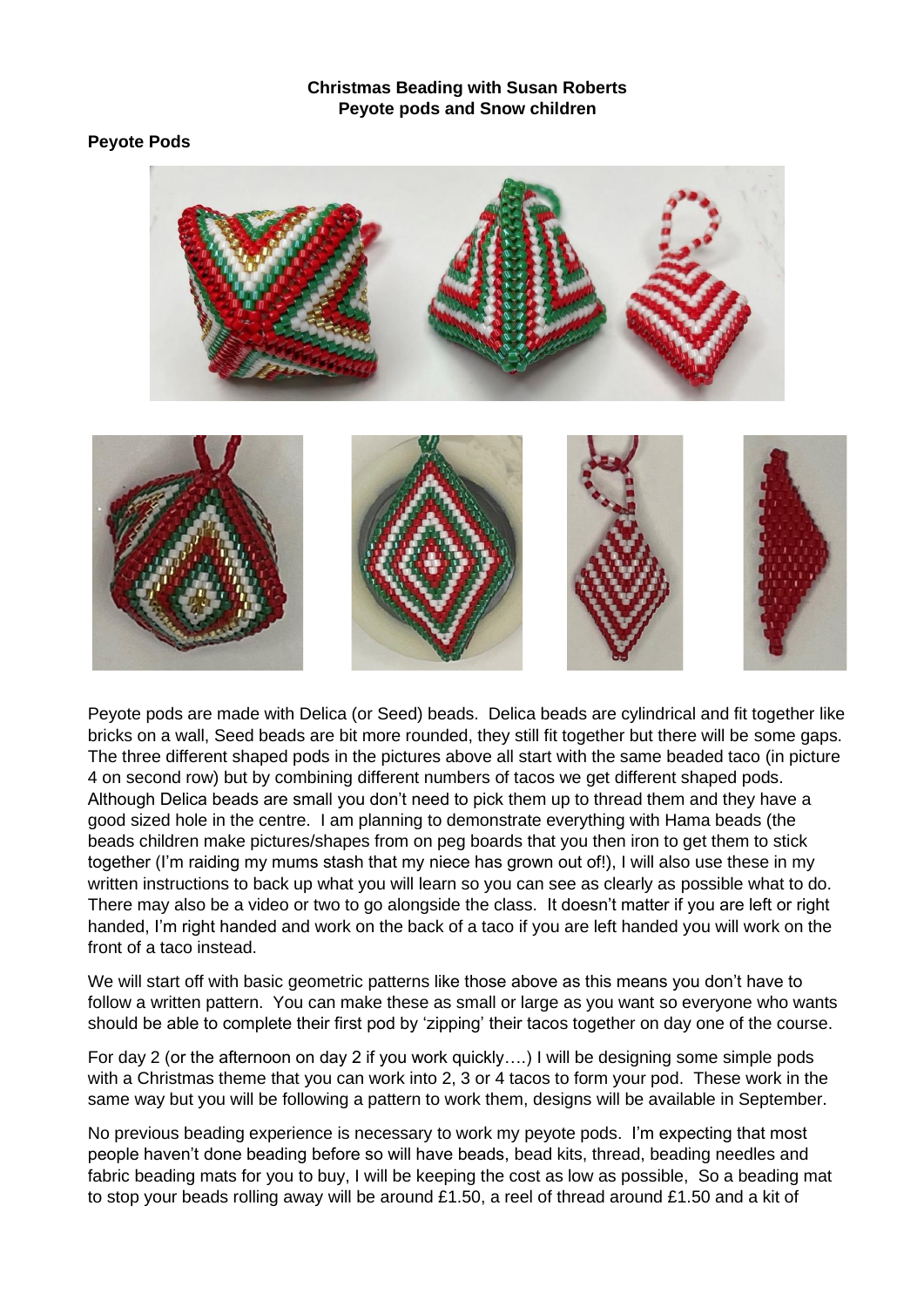**Christmas Beading with Susan Roberts**
**Peyote pods and Snow children**

**Peyote Pods**

Peyote pods are made with Delica (or Seed) beads. Delica beads are cylindrical and fit together like bricks on a wall, Seed beads are bit more rounded, they still fit together but there will be some gaps. The three different shaped pods in the pictures above all start with the same beaded taco (in picture 4 on second row) but by combining different numbers of tacos we get different shaped pods. Although Delica beads are small you don't need to pick them up to thread them and they have a good sized hole in the centre. I am planning to demonstrate everything with Hama beads (the beads children make pictures/shapes from on peg boards that you then iron to get them to stick together (I'm raiding my mums stash that my niece has grown out of!), I will also use these in my written instructions to back up what you will learn so you can see as clearly as possible what to do. There may also be a video or two to go alongside the class. It doesn't matter if you are left or right handed, I'm right handed and work on the back of a taco if you are left handed you will work on the front of a taco instead.

We will start off with basic geometric patterns like those above as this means you don't have to follow a written pattern. You can make these as small or large as you want so everyone who wants should be able to complete their first pod by 'zipping' their tacos together on day one of the course.

For day 2 (or the afternoon on day 2 if you work quickly….) I will be designing some simple pods with a Christmas theme that you can work into 2, 3 or 4 tacos to form your pod. These work in the same way but you will be following a pattern to work them, designs will be available in September.

No previous beading experience is necessary to work my peyote pods. I'm expecting that most people haven't done beading before so will have beads, bead kits, thread, beading needles and fabric beading mats for you to buy, I will be keeping the cost as low as possible, So a beading mat to stop your beads rolling away will be around £1.50, a reel of thread around £1.50 and a kit of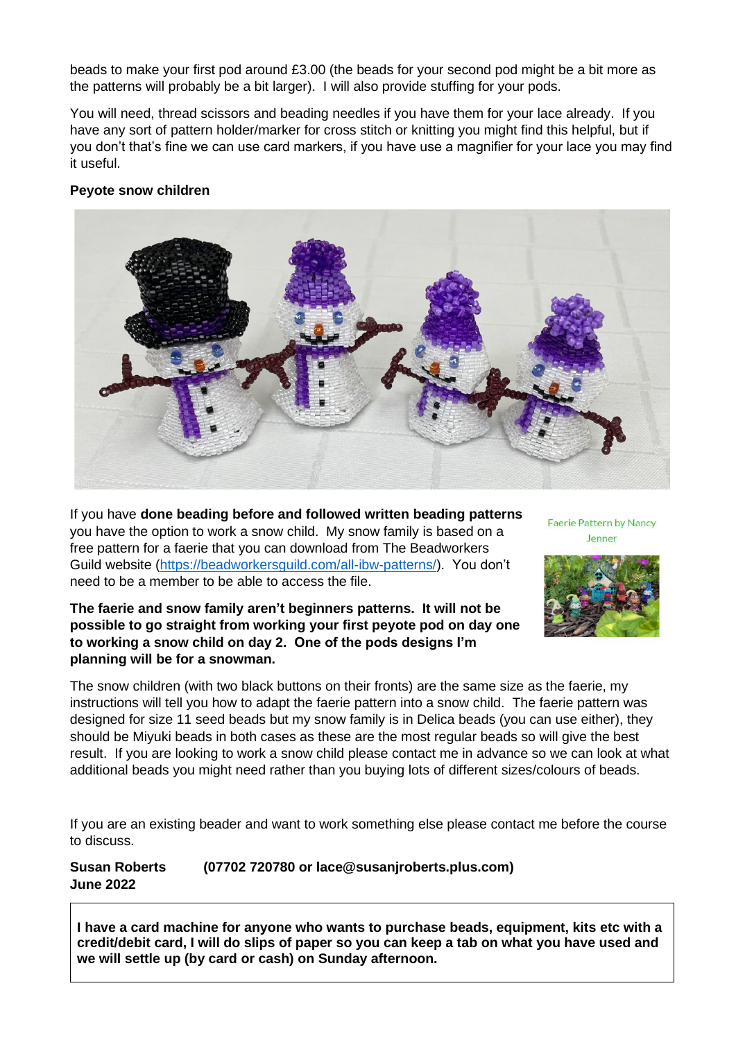beads to make your first pod around £3.00 (the beads for your second pod might be a bit more as the patterns will probably be a bit larger). I will also provide stuffing for your pods.

You will need, thread scissors and beading needles if you have them for your lace already. If you have any sort of pattern holder/marker for cross stitch or knitting you might find this helpful, but if you don't that's fine we can use card markers, if you have use a magnifier for your lace you may find it useful.

**Peyote snow children**

If you have **done beading before and followed written beading patterns** you have the option to work a snow child. My snow family is based on a free pattern for a faerie that you can download from The Beadworkers Guild website (https://beadworkersguild.com/all-ibw-patterns/). You don't need to be a member to be able to access the file.

Faerie Pattern by Nancy Jenner

**The faerie and snow family aren't beginners patterns. It will not be possible to go straight from working your first peyote pod on day one to working a snow child on day 2. One of the pods designs I'm planning will be for a snowman.**

The snow children (with two black buttons on their fronts) are the same size as the faerie, my instructions will tell you how to adapt the faerie pattern into a snow child. The faerie pattern was designed for size 11 seed beads but my snow family is in Delica beads (you can use either), they should be Miyuki beads in both cases as these are the most regular beads so will give the best result. If you are looking to work a snow child please contact me in advance so we can look at what additional beads you might need rather than you buying lots of different sizes/colours of beads.

If you are an existing beader and want to work something else please contact me before the course to discuss.

**Susan Roberts (07702 720780 or lace@susanjroberts.plus.com)**
**June 2022**

**I have a card machine for anyone who wants to purchase beads, equipment, kits etc with a credit/debit card, I will do slips of paper so you can keep a tab on what you have used and we will settle up (by card or cash) on Sunday afternoon.**